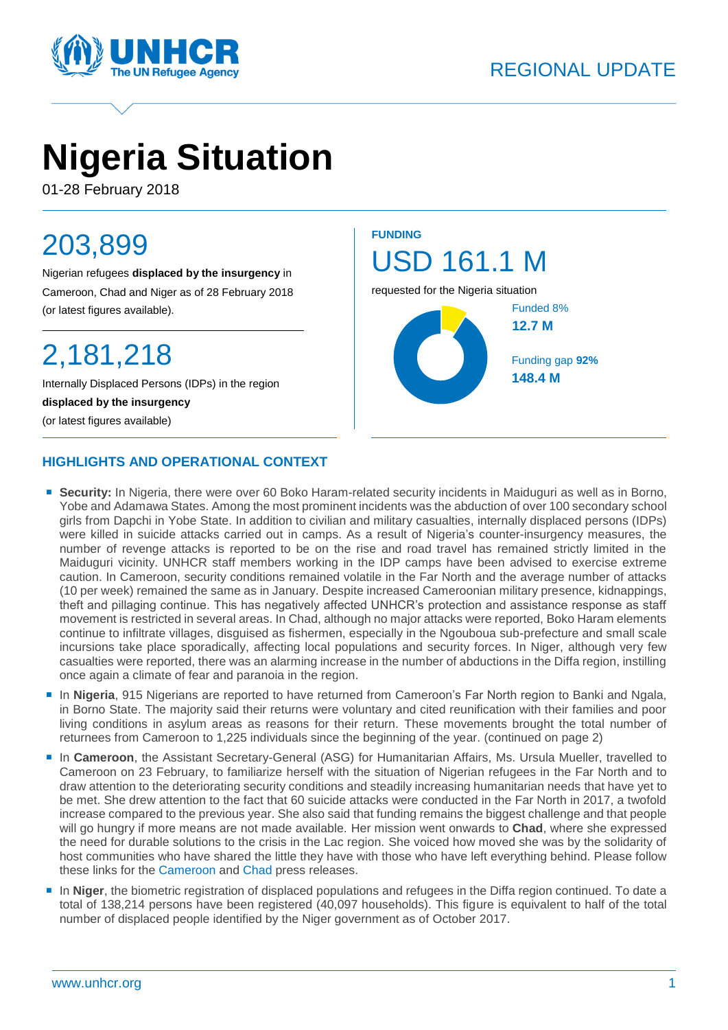REGIONAL UPDATE

# Nigeria Situation

01-28 February 2018

## 203,899

Nigerian refugees **displaced by the insurgency** in Cameroon, Chad and Niger as of 28 February 2018 (or latest figures available).

## 2,181,218

Internally Displaced Persons (IDPs) in the region **displaced by the insurgency** (or latest figures available)

**FUNDING**

## USD 161.1 M

requested for the Nigeria situation

Funded 8%
**12.7 M**

Funding gap **92%**
**148.4 M**

## HIGHLIGHTS AND OPERATIONAL CONTEXT

- **Security:** In Nigeria, there were over 60 Boko Haram-related security incidents in Maiduguri as well as in Borno, Yobe and Adamawa States. Among the most prominent incidents was the abduction of over 100 secondary school girls from Dapchi in Yobe State. In addition to civilian and military casualties, internally displaced persons (IDPs) were killed in suicide attacks carried out in camps. As a result of Nigeria's counter-insurgency measures, the number of revenge attacks is reported to be on the rise and road travel has remained strictly limited in the Maiduguri vicinity. UNHCR staff members working in the IDP camps have been advised to exercise extreme caution. In Cameroon, security conditions remained volatile in the Far North and the average number of attacks (10 per week) remained the same as in January. Despite increased Cameroonian military presence, kidnappings, theft and pillaging continue. This has negatively affected UNHCR's protection and assistance response as staff movement is restricted in several areas. In Chad, although no major attacks were reported, Boko Haram elements continue to infiltrate villages, disguised as fishermen, especially in the Ngouboua sub-prefecture and small scale incursions take place sporadically, affecting local populations and security forces. In Niger, although very few casualties were reported, there was an alarming increase in the number of abductions in the Diffa region, instilling once again a climate of fear and paranoia in the region.
- In **Nigeria**, 915 Nigerians are reported to have returned from Cameroon's Far North region to Banki and Ngala, in Borno State. The majority said their returns were voluntary and cited reunification with their families and poor living conditions in asylum areas as reasons for their return. These movements brought the total number of returnees from Cameroon to 1,225 individuals since the beginning of the year. (continued on page 2)
- In **Cameroon**, the Assistant Secretary-General (ASG) for Humanitarian Affairs, Ms. Ursula Mueller, travelled to Cameroon on 23 February, to familiarize herself with the situation of Nigerian refugees in the Far North and to draw attention to the deteriorating security conditions and steadily increasing humanitarian needs that have yet to be met. She drew attention to the fact that 60 suicide attacks were conducted in the Far North in 2017, a twofold increase compared to the previous year. She also said that funding remains the biggest challenge and that people will go hungry if more means are not made available. Her mission went onwards to **Chad**, where she expressed the need for durable solutions to the crisis in the Lac region. She voiced how moved she was by the solidarity of host communities who have shared the little they have with those who have left everything behind. Please follow these links for the Cameroon and Chad press releases.
- In **Niger**, the biometric registration of displaced populations and refugees in the Diffa region continued. To date a total of 138,214 persons have been registered (40,097 households). This figure is equivalent to half of the total number of displaced people identified by the Niger government as of October 2017.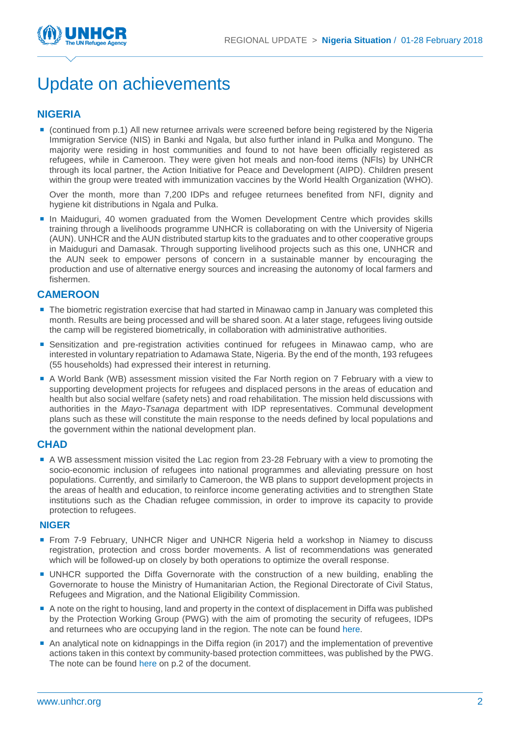# Update on achievements

## NIGERIA

- (continued from p.1) All new returnee arrivals were screened before being registered by the Nigeria Immigration Service (NIS) in Banki and Ngala, but also further inland in Pulka and Monguno. The majority were residing in host communities and found to not have been officially registered as refugees, while in Cameroon. They were given hot meals and non-food items (NFIs) by UNHCR through its local partner, the Action Initiative for Peace and Development (AIPD). Children present within the group were treated with immunization vaccines by the World Health Organization (WHO).

  Over the month, more than 7,200 IDPs and refugee returnees benefited from NFI, dignity and hygiene kit distributions in Ngala and Pulka.

- In Maiduguri, 40 women graduated from the Women Development Centre which provides skills training through a livelihoods programme UNHCR is collaborating on with the University of Nigeria (AUN). UNHCR and the AUN distributed startup kits to the graduates and to other cooperative groups in Maiduguri and Damasak. Through supporting livelihood projects such as this one, UNHCR and the AUN seek to empower persons of concern in a sustainable manner by encouraging the production and use of alternative energy sources and increasing the autonomy of local farmers and fishermen.

## CAMEROON

- The biometric registration exercise that had started in Minawao camp in January was completed this month. Results are being processed and will be shared soon. At a later stage, refugees living outside the camp will be registered biometrically, in collaboration with administrative authorities.
- Sensitization and pre-registration activities continued for refugees in Minawao camp, who are interested in voluntary repatriation to Adamawa State, Nigeria. By the end of the month, 193 refugees (55 households) had expressed their interest in returning.
- A World Bank (WB) assessment mission visited the Far North region on 7 February with a view to supporting development projects for refugees and displaced persons in the areas of education and health but also social welfare (safety nets) and road rehabilitation. The mission held discussions with authorities in the *Mayo-Tsanaga* department with IDP representatives. Communal development plans such as these will constitute the main response to the needs defined by local populations and the government within the national development plan.

## CHAD

- A WB assessment mission visited the Lac region from 23-28 February with a view to promoting the socio-economic inclusion of refugees into national programmes and alleviating pressure on host populations. Currently, and similarly to Cameroon, the WB plans to support development projects in the areas of health and education, to reinforce income generating activities and to strengthen State institutions such as the Chadian refugee commission, in order to improve its capacity to provide protection to refugees.

## NIGER

- From 7-9 February, UNHCR Niger and UNHCR Nigeria held a workshop in Niamey to discuss registration, protection and cross border movements. A list of recommendations was generated which will be followed-up on closely by both operations to optimize the overall response.
- UNHCR supported the Diffa Governorate with the construction of a new building, enabling the Governorate to house the Ministry of Humanitarian Action, the Regional Directorate of Civil Status, Refugees and Migration, and the National Eligibility Commission.
- A note on the right to housing, land and property in the context of displacement in Diffa was published by the Protection Working Group (PWG) with the aim of promoting the security of refugees, IDPs and returnees who are occupying land in the region. The note can be found here.
- An analytical note on kidnappings in the Diffa region (in 2017) and the implementation of preventive actions taken in this context by community-based protection committees, was published by the PWG. The note can be found here on p.2 of the document.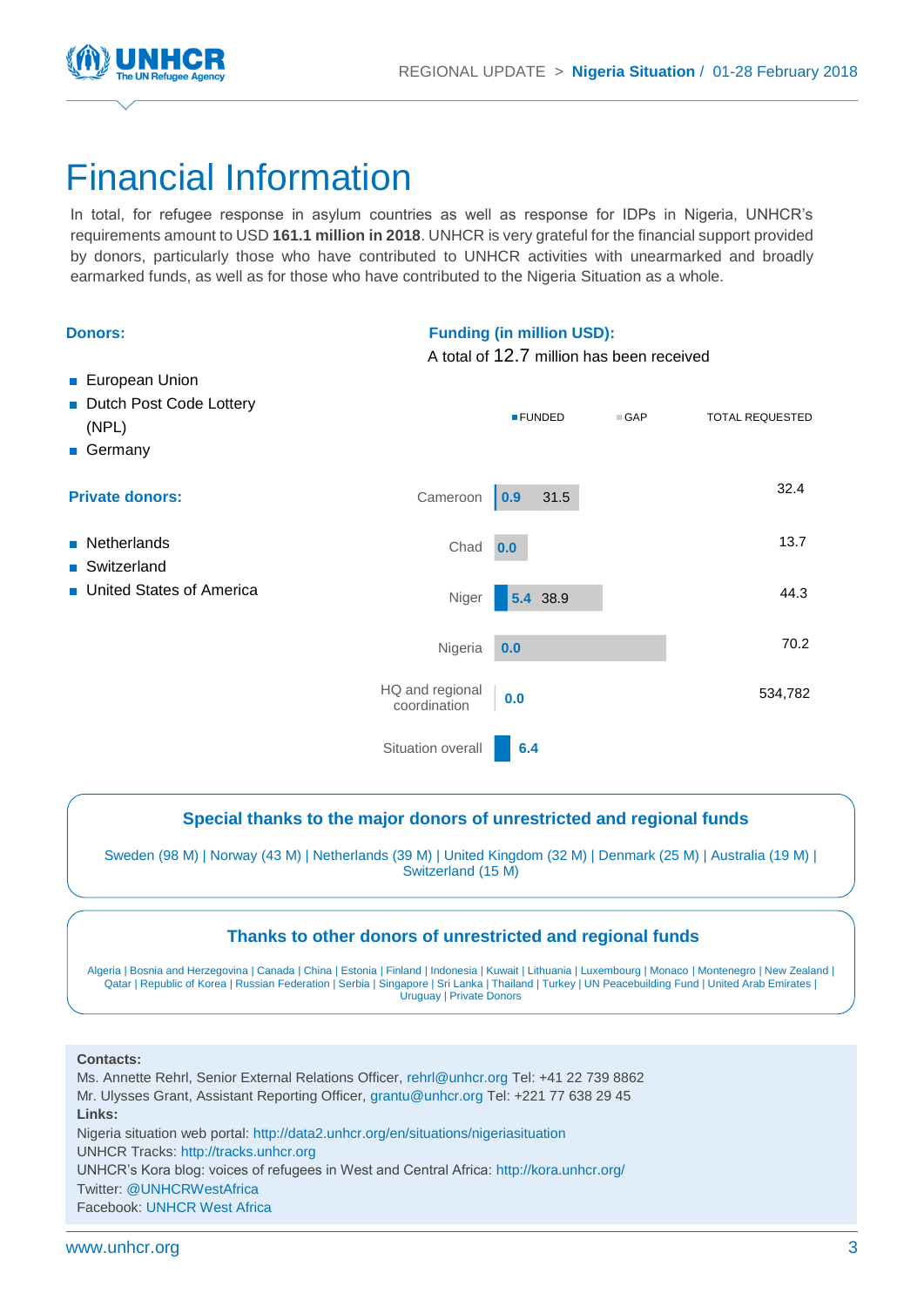# Financial Information

In total, for refugee response in asylum countries as well as response for IDPs in Nigeria, UNHCR's requirements amount to USD **161.1 million in 2018**. UNHCR is very grateful for the financial support provided by donors, particularly those who have contributed to UNHCR activities with unearmarked and broadly earmarked funds, as well as for those who have contributed to the Nigeria Situation as a whole.

**Donors:**

- European Union
- Dutch Post Code Lottery (NPL)
- Germany

**Private donors:**

- Netherlands
- Switzerland
- United States of America

**Funding (in million USD):**

A total of 12.7 million has been received

| | FUNDED | GAP | TOTAL REQUESTED |
|---|---|---|---|
| Cameroon | 0.9 | 31.5 | 32.4 |
| Chad | 0.0 | | 13.7 |
| Niger | 5.4 | 38.9 | 44.3 |
| Nigeria | 0.0 | | 70.2 |
| HQ and regional coordination | 0.0 | | 534,782 |
| Situation overall | 6.4 | | |

### Special thanks to the major donors of unrestricted and regional funds

Sweden (98 M) | Norway (43 M) | Netherlands (39 M) | United Kingdom (32 M) | Denmark (25 M) | Australia (19 M) | Switzerland (15 M)

### Thanks to other donors of unrestricted and regional funds

Algeria | Bosnia and Herzegovina | Canada | China | Estonia | Finland | Indonesia | Kuwait | Lithuania | Luxembourg | Monaco | Montenegro | New Zealand | Qatar | Republic of Korea | Russian Federation | Serbia | Singapore | Sri Lanka | Thailand | Turkey | UN Peacebuilding Fund | United Arab Emirates | Uruguay | Private Donors

**Contacts:**

Ms. Annette Rehrl, Senior External Relations Officer, rehrl@unhcr.org Tel: +41 22 739 8862
Mr. Ulysses Grant, Assistant Reporting Officer, grantu@unhcr.org Tel: +221 77 638 29 45

**Links:**

Nigeria situation web portal: http://data2.unhcr.org/en/situations/nigeriasituation
UNHCR Tracks: http://tracks.unhcr.org
UNHCR's Kora blog: voices of refugees in West and Central Africa: http://kora.unhcr.org/
Twitter: @UNHCRWestAfrica
Facebook: UNHCR West Africa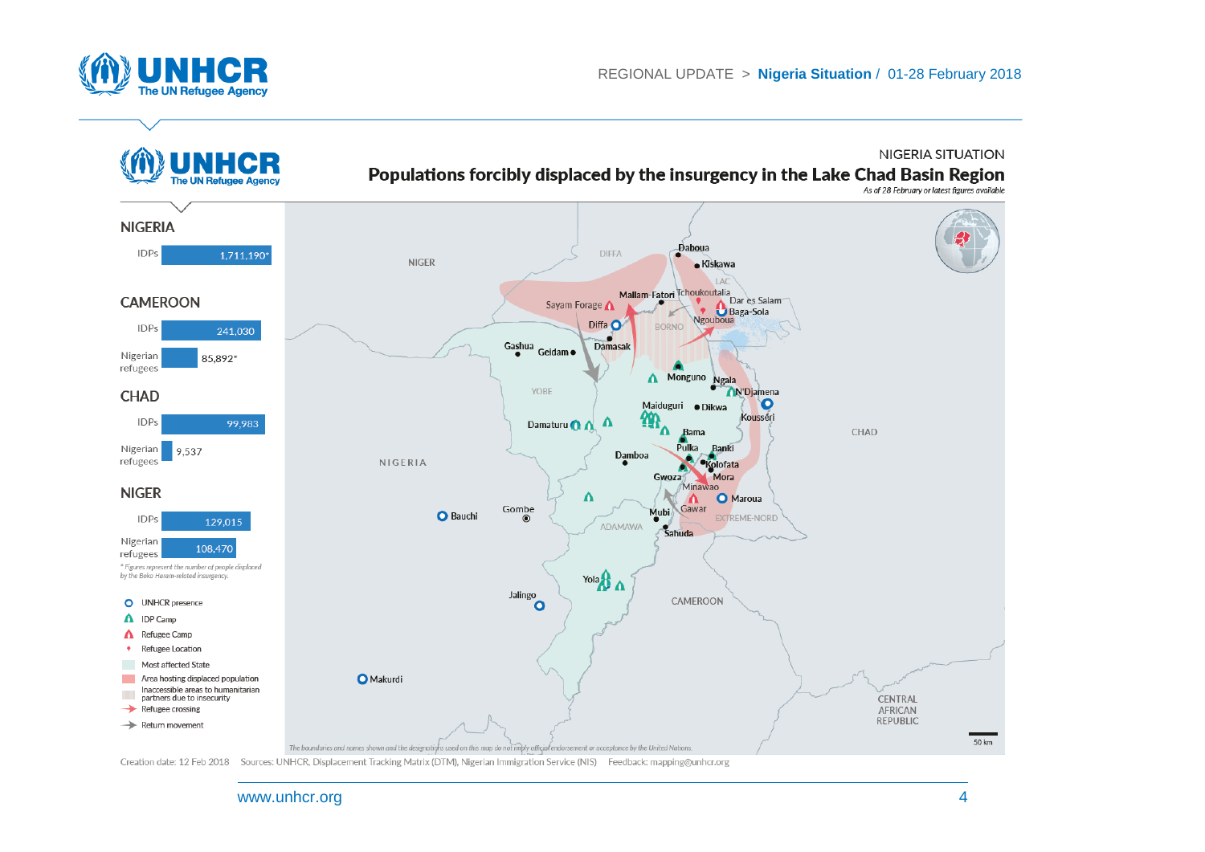NIGERIA SITUATION

## Populations forcibly displaced by the insurgency in the Lake Chad Basin Region

*As of 28 February or latest figures available*

### NIGERIA

IDPs 1,711,190*

### CAMEROON

IDPs 241,030

Nigerian refugees 85,892*

### CHAD

IDPs 99,983

Nigerian refugees 9,537

### NIGER

IDPs 129,015

Nigerian refugees 108,470

*\* Figures represent the number of people displaced by the Boko Haram-related insurgency.*

UNHCR presence

IDP Camp

Refugee Camp

Refugee Location

Most affected State

Area hosting displaced population

Inaccessible areas to humanitarian partners due to insecurity

Refugee crossing

Return movement

NIGER, DIFFA, Daboua, Kiskawa, LAC, Mallam-Fatori, Tchoukoutalia, Dar es Salam, Baga-Sola, Sayam Forage, Diffa, BORNO, Ngouboua, Gashua, Geidam, Damasak, YOBE, Monguno, Ngala, N'Djamena, Maiduguri, Dikwa, Kousséri, Damaturu, Bama, CHAD, Pulka, Banki, Damboa, Kolofata, NIGERIA, Gwoza, Mora, Minawao, Maroua, Bauchi, Gombe, Mubi, Gawar, ADAMAWA, EXTRÊME-NORD, Sahuda, Yola, Jalingo, CAMEROON, Makurdi, CENTRAL AFRICAN REPUBLIC

50 km

*The boundaries and names shown and the designations used on this map do not imply official endorsement or acceptance by the United Nations.*

Creation date: 12 Feb 2018 Sources: UNHCR, Displacement Tracking Matrix (DTM), Nigerian Immigration Service (NIS) Feedback: mapping@unhcr.org